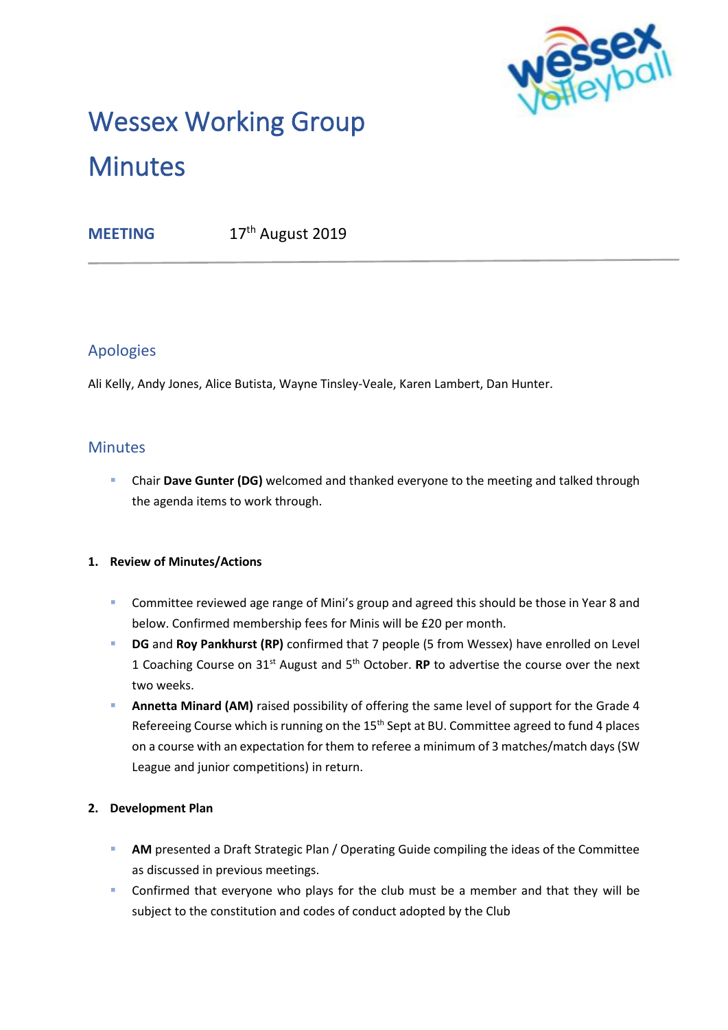# Wessex Working Group Minutes

**MEETING** 17th August 2019

## Apologies

Ali Kelly, Andy Jones, Alice Butista, Wayne Tinsley-Veale, Karen Lambert, Dan Hunter.

## Minutes

- Chair **Dave Gunter (DG)** welcomed and thanked everyone to the meeting and talked through the agenda items to work through.

**1. Review of Minutes/Actions**

- Committee reviewed age range of Mini's group and agreed this should be those in Year 8 and below. Confirmed membership fees for Minis will be £20 per month.
- **DG** and **Roy Pankhurst (RP)** confirmed that 7 people (5 from Wessex) have enrolled on Level 1 Coaching Course on 31st August and 5th October. **RP** to advertise the course over the next two weeks.
- **Annetta Minard (AM)** raised possibility of offering the same level of support for the Grade 4 Refereeing Course which is running on the 15th Sept at BU. Committee agreed to fund 4 places on a course with an expectation for them to referee a minimum of 3 matches/match days (SW League and junior competitions) in return.

**2. Development Plan**

- **AM** presented a Draft Strategic Plan / Operating Guide compiling the ideas of the Committee as discussed in previous meetings.
- Confirmed that everyone who plays for the club must be a member and that they will be subject to the constitution and codes of conduct adopted by the Club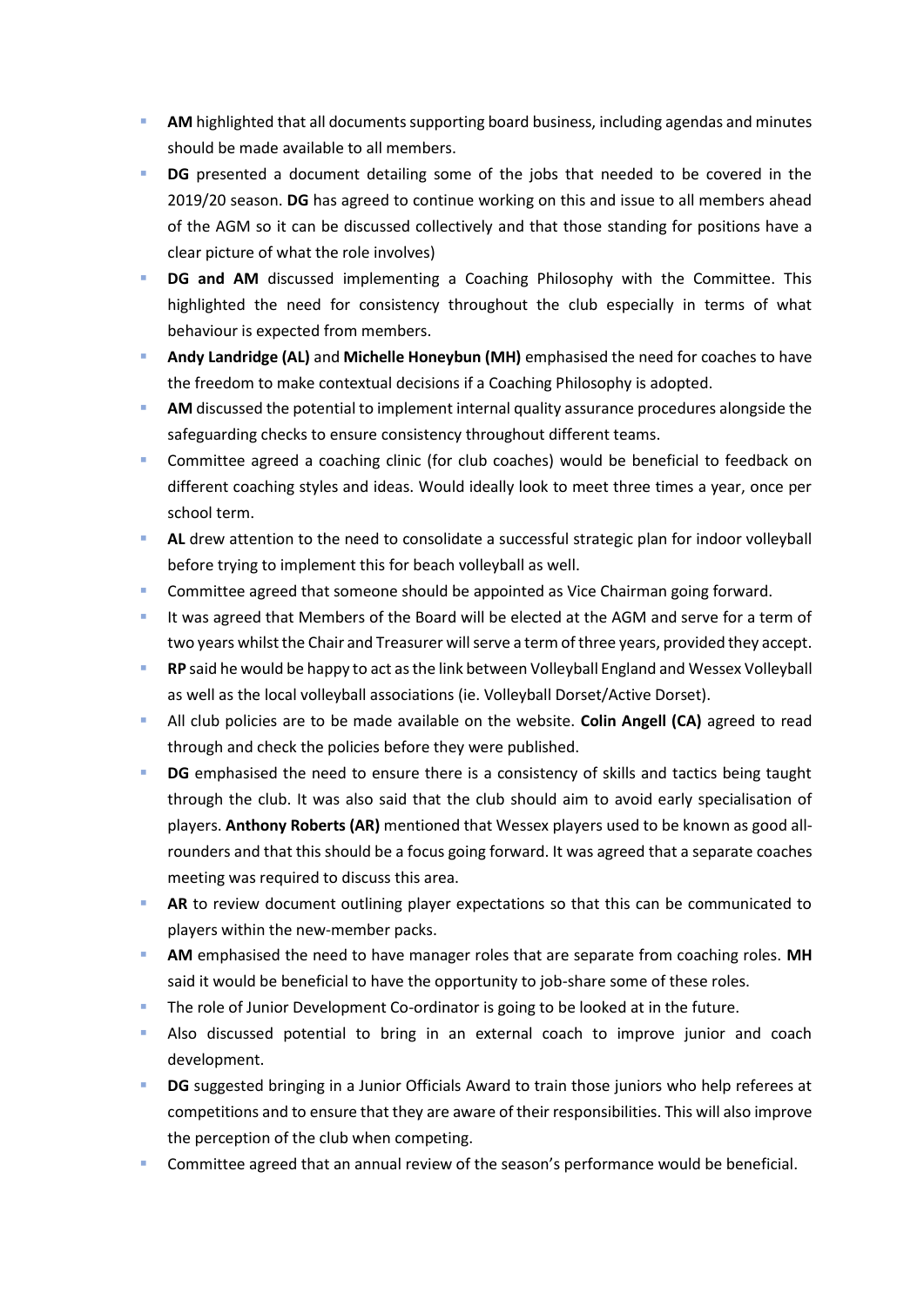- **AM** highlighted that all documents supporting board business, including agendas and minutes should be made available to all members.
- **DG** presented a document detailing some of the jobs that needed to be covered in the 2019/20 season. **DG** has agreed to continue working on this and issue to all members ahead of the AGM so it can be discussed collectively and that those standing for positions have a clear picture of what the role involves)
- **DG and AM** discussed implementing a Coaching Philosophy with the Committee. This highlighted the need for consistency throughout the club especially in terms of what behaviour is expected from members.
- **Andy Landridge (AL)** and **Michelle Honeybun (MH)** emphasised the need for coaches to have the freedom to make contextual decisions if a Coaching Philosophy is adopted.
- **AM** discussed the potential to implement internal quality assurance procedures alongside the safeguarding checks to ensure consistency throughout different teams.
- Committee agreed a coaching clinic (for club coaches) would be beneficial to feedback on different coaching styles and ideas. Would ideally look to meet three times a year, once per school term.
- **AL** drew attention to the need to consolidate a successful strategic plan for indoor volleyball before trying to implement this for beach volleyball as well.
- Committee agreed that someone should be appointed as Vice Chairman going forward.
- It was agreed that Members of the Board will be elected at the AGM and serve for a term of two years whilst the Chair and Treasurer will serve a term of three years, provided they accept.
- **RP** said he would be happy to act as the link between Volleyball England and Wessex Volleyball as well as the local volleyball associations (ie. Volleyball Dorset/Active Dorset).
- All club policies are to be made available on the website. **Colin Angell (CA)** agreed to read through and check the policies before they were published.
- **DG** emphasised the need to ensure there is a consistency of skills and tactics being taught through the club. It was also said that the club should aim to avoid early specialisation of players. **Anthony Roberts (AR)** mentioned that Wessex players used to be known as good all-rounders and that this should be a focus going forward. It was agreed that a separate coaches meeting was required to discuss this area.
- **AR** to review document outlining player expectations so that this can be communicated to players within the new-member packs.
- **AM** emphasised the need to have manager roles that are separate from coaching roles. **MH** said it would be beneficial to have the opportunity to job-share some of these roles.
- The role of Junior Development Co-ordinator is going to be looked at in the future.
- Also discussed potential to bring in an external coach to improve junior and coach development.
- **DG** suggested bringing in a Junior Officials Award to train those juniors who help referees at competitions and to ensure that they are aware of their responsibilities. This will also improve the perception of the club when competing.
- Committee agreed that an annual review of the season's performance would be beneficial.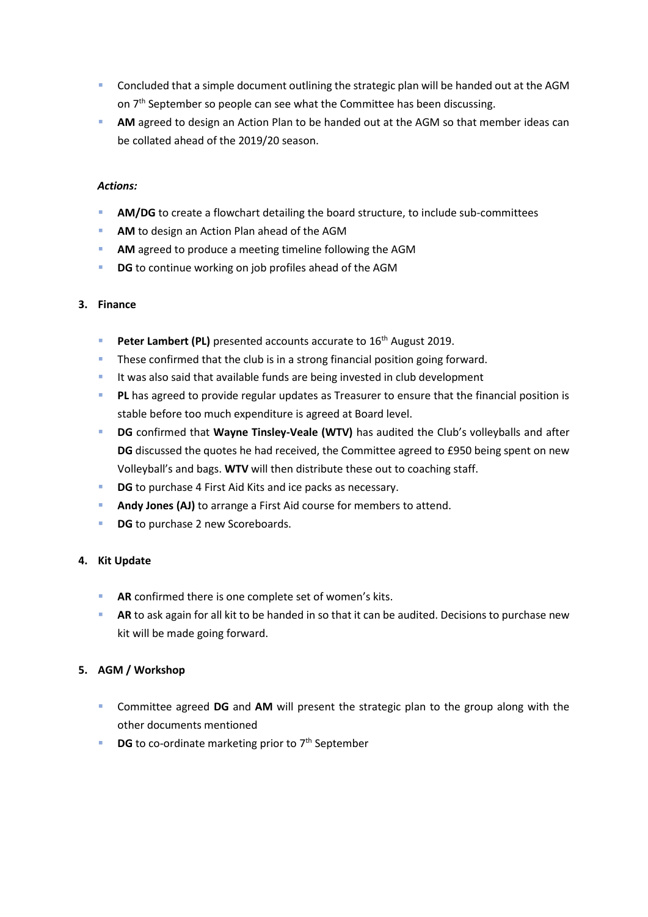- Concluded that a simple document outlining the strategic plan will be handed out at the AGM on 7th September so people can see what the Committee has been discussing.
- **AM** agreed to design an Action Plan to be handed out at the AGM so that member ideas can be collated ahead of the 2019/20 season.

***Actions:***

- **AM/DG** to create a flowchart detailing the board structure, to include sub-committees
- **AM** to design an Action Plan ahead of the AGM
- **AM** agreed to produce a meeting timeline following the AGM
- **DG** to continue working on job profiles ahead of the AGM

## 3. Finance

- **Peter Lambert (PL)** presented accounts accurate to 16th August 2019.
- These confirmed that the club is in a strong financial position going forward.
- It was also said that available funds are being invested in club development
- **PL** has agreed to provide regular updates as Treasurer to ensure that the financial position is stable before too much expenditure is agreed at Board level.
- **DG** confirmed that **Wayne Tinsley-Veale (WTV)** has audited the Club's volleyballs and after **DG** discussed the quotes he had received, the Committee agreed to £950 being spent on new Volleyball's and bags. **WTV** will then distribute these out to coaching staff.
- **DG** to purchase 4 First Aid Kits and ice packs as necessary.
- **Andy Jones (AJ)** to arrange a First Aid course for members to attend.
- **DG** to purchase 2 new Scoreboards.

## 4. Kit Update

- **AR** confirmed there is one complete set of women's kits.
- **AR** to ask again for all kit to be handed in so that it can be audited. Decisions to purchase new kit will be made going forward.

## 5. AGM / Workshop

- Committee agreed **DG** and **AM** will present the strategic plan to the group along with the other documents mentioned
- **DG** to co-ordinate marketing prior to 7th September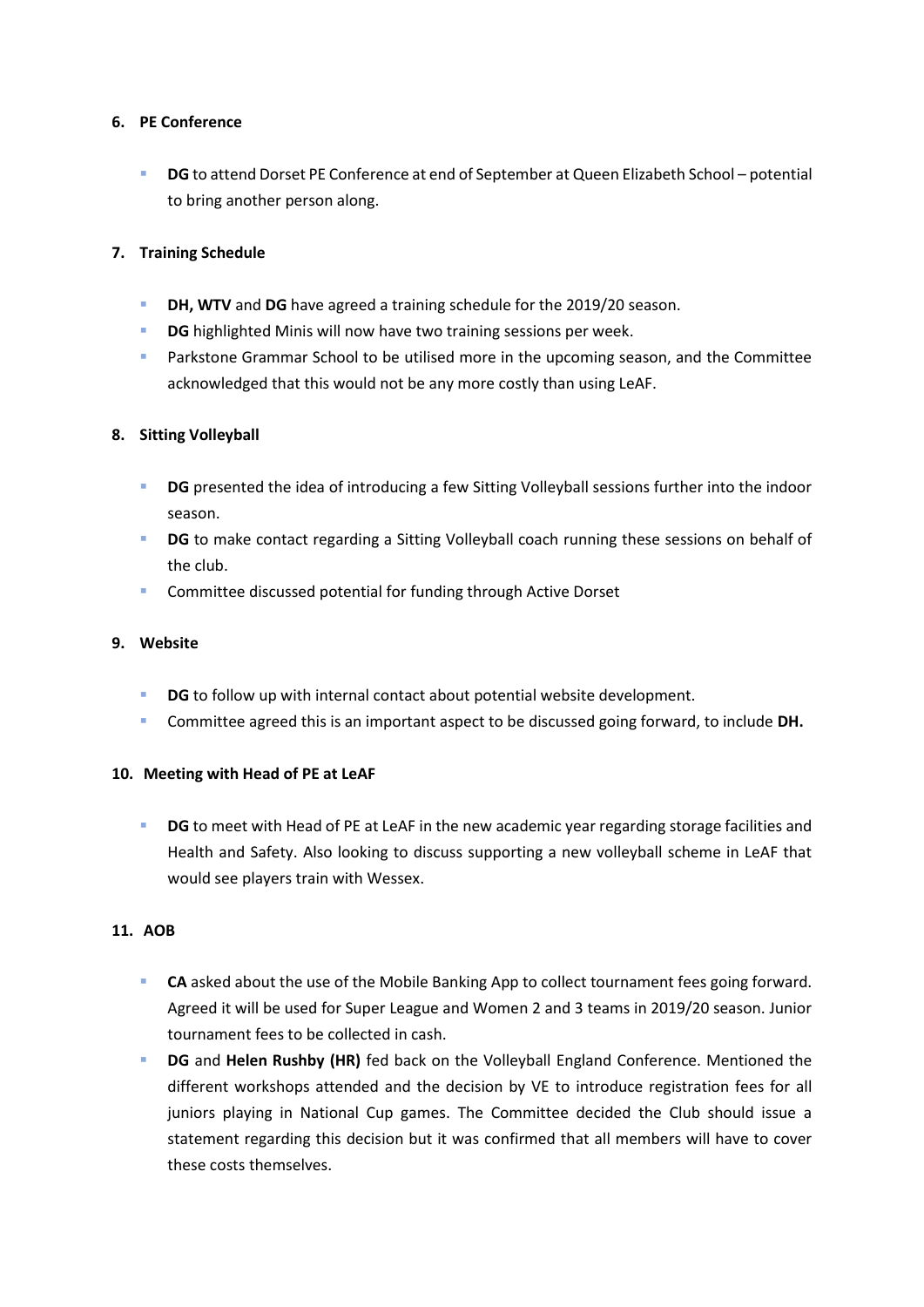6. **PE Conference**

- **DG** to attend Dorset PE Conference at end of September at Queen Elizabeth School – potential to bring another person along.

7. **Training Schedule**

- **DH, WTV** and **DG** have agreed a training schedule for the 2019/20 season.
- **DG** highlighted Minis will now have two training sessions per week.
- Parkstone Grammar School to be utilised more in the upcoming season, and the Committee acknowledged that this would not be any more costly than using LeAF.

8. **Sitting Volleyball**

- **DG** presented the idea of introducing a few Sitting Volleyball sessions further into the indoor season.
- **DG** to make contact regarding a Sitting Volleyball coach running these sessions on behalf of the club.
- Committee discussed potential for funding through Active Dorset

9. **Website**

- **DG** to follow up with internal contact about potential website development.
- Committee agreed this is an important aspect to be discussed going forward, to include **DH.**

10. **Meeting with Head of PE at LeAF**

- **DG** to meet with Head of PE at LeAF in the new academic year regarding storage facilities and Health and Safety. Also looking to discuss supporting a new volleyball scheme in LeAF that would see players train with Wessex.

11. **AOB**

- **CA** asked about the use of the Mobile Banking App to collect tournament fees going forward. Agreed it will be used for Super League and Women 2 and 3 teams in 2019/20 season. Junior tournament fees to be collected in cash.
- **DG** and **Helen Rushby (HR)** fed back on the Volleyball England Conference. Mentioned the different workshops attended and the decision by VE to introduce registration fees for all juniors playing in National Cup games. The Committee decided the Club should issue a statement regarding this decision but it was confirmed that all members will have to cover these costs themselves.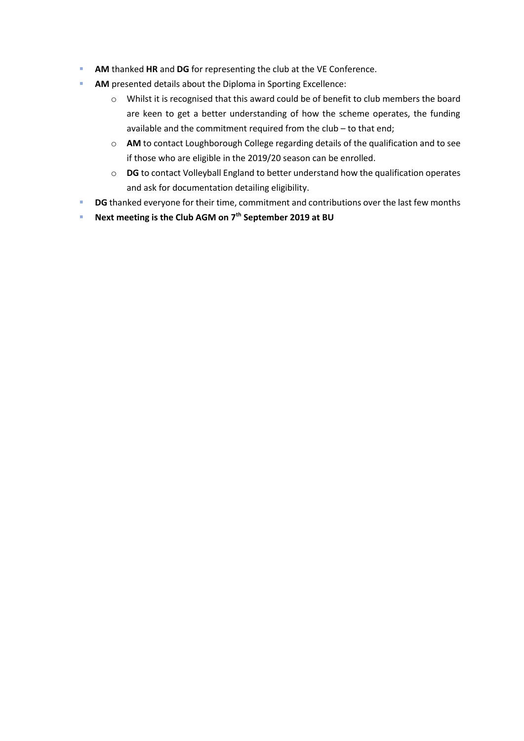- **AM** thanked **HR** and **DG** for representing the club at the VE Conference.
- **AM** presented details about the Diploma in Sporting Excellence:
  - Whilst it is recognised that this award could be of benefit to club members the board are keen to get a better understanding of how the scheme operates, the funding available and the commitment required from the club – to that end;
  - **AM** to contact Loughborough College regarding details of the qualification and to see if those who are eligible in the 2019/20 season can be enrolled.
  - **DG** to contact Volleyball England to better understand how the qualification operates and ask for documentation detailing eligibility.
- **DG** thanked everyone for their time, commitment and contributions over the last few months
- **Next meeting is the Club AGM on 7th September 2019 at BU**